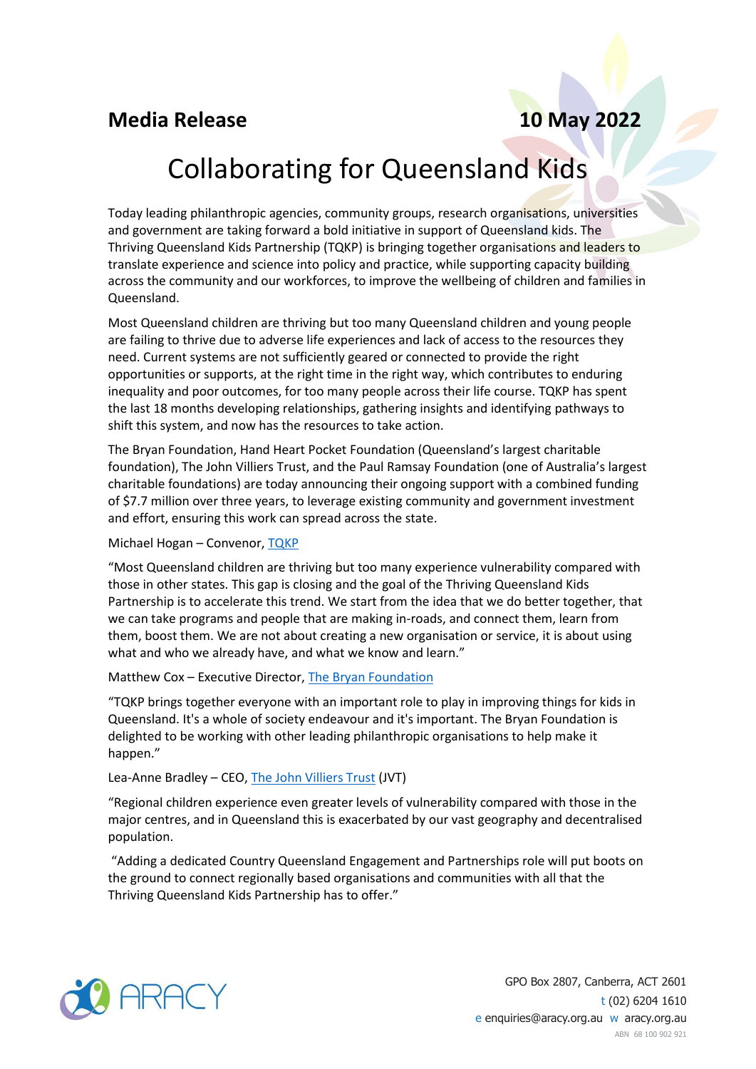**Media Release** **10 May 2022**

# Collaborating for Queensland Kids

Today leading philanthropic agencies, community groups, research organisations, universities and government are taking forward a bold initiative in support of Queensland kids. The Thriving Queensland Kids Partnership (TQKP) is bringing together organisations and leaders to translate experience and science into policy and practice, while supporting capacity building across the community and our workforces, to improve the wellbeing of children and families in Queensland.

Most Queensland children are thriving but too many Queensland children and young people are failing to thrive due to adverse life experiences and lack of access to the resources they need. Current systems are not sufficiently geared or connected to provide the right opportunities or supports, at the right time in the right way, which contributes to enduring inequality and poor outcomes, for too many people across their life course. TQKP has spent the last 18 months developing relationships, gathering insights and identifying pathways to shift this system, and now has the resources to take action.

The Bryan Foundation, Hand Heart Pocket Foundation (Queensland's largest charitable foundation), The John Villiers Trust, and the Paul Ramsay Foundation (one of Australia's largest charitable foundations) are today announcing their ongoing support with a combined funding of $7.7 million over three years, to leverage existing community and government investment and effort, ensuring this work can spread across the state.

Michael Hogan – Convenor, TQKP

"Most Queensland children are thriving but too many experience vulnerability compared with those in other states. This gap is closing and the goal of the Thriving Queensland Kids Partnership is to accelerate this trend. We start from the idea that we do better together, that we can take programs and people that are making in-roads, and connect them, learn from them, boost them. We are not about creating a new organisation or service, it is about using what and who we already have, and what we know and learn."

Matthew Cox – Executive Director, The Bryan Foundation

"TQKP brings together everyone with an important role to play in improving things for kids in Queensland. It's a whole of society endeavour and it's important. The Bryan Foundation is delighted to be working with other leading philanthropic organisations to help make it happen."

Lea-Anne Bradley – CEO, The John Villiers Trust (JVT)

"Regional children experience even greater levels of vulnerability compared with those in the major centres, and in Queensland this is exacerbated by our vast geography and decentralised population.

"Adding a dedicated Country Queensland Engagement and Partnerships role will put boots on the ground to connect regionally based organisations and communities with all that the Thriving Queensland Kids Partnership has to offer."

ARACY

GPO Box 2807, Canberra, ACT 2601
t (02) 6204 1610
e enquiries@aracy.org.au w aracy.org.au
ABN 68 100 902 921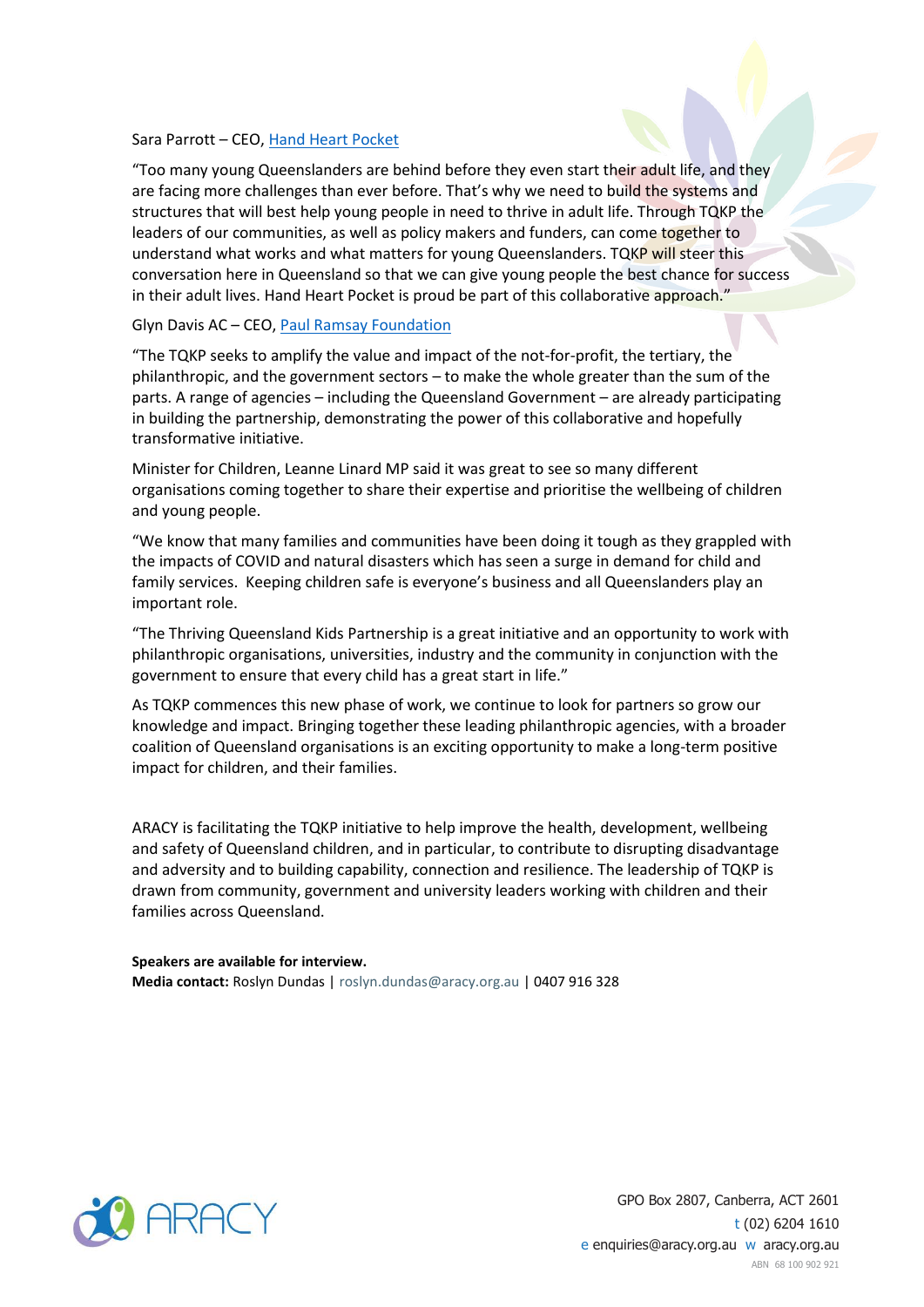Sara Parrott – CEO, Hand Heart Pocket

"Too many young Queenslanders are behind before they even start their adult life, and they are facing more challenges than ever before. That's why we need to build the systems and structures that will best help young people in need to thrive in adult life. Through TQKP the leaders of our communities, as well as policy makers and funders, can come together to understand what works and what matters for young Queenslanders. TQKP will steer this conversation here in Queensland so that we can give young people the best chance for success in their adult lives. Hand Heart Pocket is proud be part of this collaborative approach."

Glyn Davis AC – CEO, Paul Ramsay Foundation

"The TQKP seeks to amplify the value and impact of the not-for-profit, the tertiary, the philanthropic, and the government sectors – to make the whole greater than the sum of the parts. A range of agencies – including the Queensland Government – are already participating in building the partnership, demonstrating the power of this collaborative and hopefully transformative initiative.

Minister for Children, Leanne Linard MP said it was great to see so many different organisations coming together to share their expertise and prioritise the wellbeing of children and young people.

"We know that many families and communities have been doing it tough as they grappled with the impacts of COVID and natural disasters which has seen a surge in demand for child and family services. Keeping children safe is everyone's business and all Queenslanders play an important role.

"The Thriving Queensland Kids Partnership is a great initiative and an opportunity to work with philanthropic organisations, universities, industry and the community in conjunction with the government to ensure that every child has a great start in life."

As TQKP commences this new phase of work, we continue to look for partners so grow our knowledge and impact. Bringing together these leading philanthropic agencies, with a broader coalition of Queensland organisations is an exciting opportunity to make a long-term positive impact for children, and their families.

ARACY is facilitating the TQKP initiative to help improve the health, development, wellbeing and safety of Queensland children, and in particular, to contribute to disrupting disadvantage and adversity and to building capability, connection and resilience. The leadership of TQKP is drawn from community, government and university leaders working with children and their families across Queensland.

**Speakers are available for interview.**
**Media contact:** Roslyn Dundas | roslyn.dundas@aracy.org.au | 0407 916 328

ARACY

GPO Box 2807, Canberra, ACT 2601
t (02) 6204 1610
e enquiries@aracy.org.au w aracy.org.au
ABN 68 100 902 921